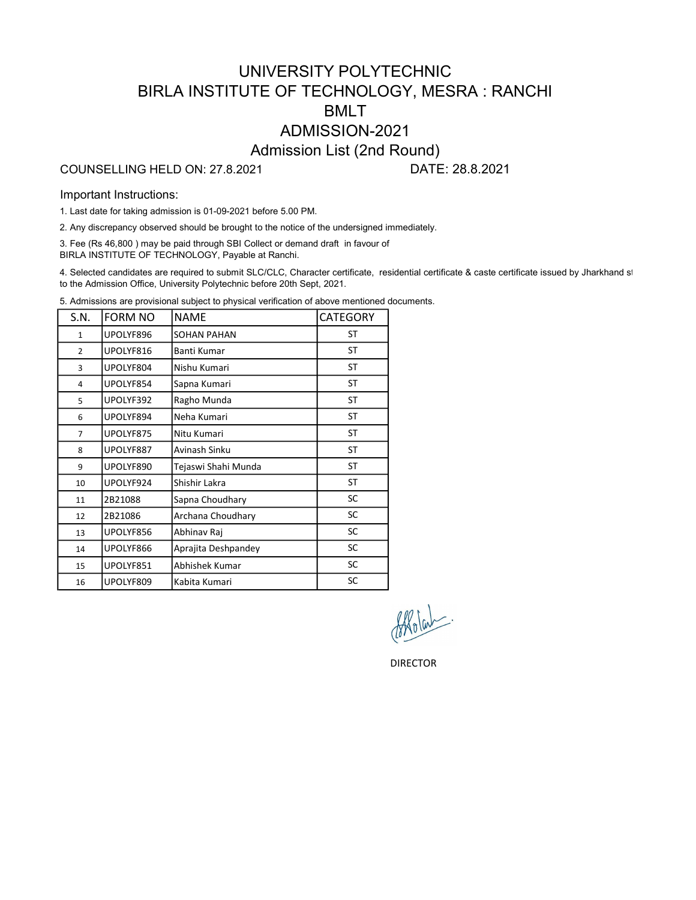# UNIVERSITY POLYTECHNIC

## BIRLA INSTITUTE OF TECHNOLOGY, MESRA : RANCHI

## BMLT

## ADMISSION-2021

### Admission List (2nd Round)

COUNSELLING HELD ON: 27.8.2021 DATE: 28.8.2021

Important Instructions:

1. Last date for taking admission is 01-09-2021 before 5.00 PM.
2. Any discrepancy observed should be brought to the notice of the undersigned immediately.
3. Fee (Rs 46,800 ) may be paid through SBI Collect or demand draft in favour of BIRLA INSTITUTE OF TECHNOLOGY, Payable at Ranchi.
4. Selected candidates are required to submit SLC/CLC, Character certificate, residential certificate & caste certificate issued by Jharkhand st to the Admission Office, University Polytechnic before 20th Sept, 2021.
5. Admissions are provisional subject to physical verification of above mentioned documents.

| S.N. | FORM NO | NAME | CATEGORY |
|---|---|---|---|
| 1 | UPOLYF896 | SOHAN PAHAN | ST |
| 2 | UPOLYF816 | Banti Kumar | ST |
| 3 | UPOLYF804 | Nishu Kumari | ST |
| 4 | UPOLYF854 | Sapna Kumari | ST |
| 5 | UPOLYF392 | Ragho Munda | ST |
| 6 | UPOLYF894 | Neha Kumari | ST |
| 7 | UPOLYF875 | Nitu Kumari | ST |
| 8 | UPOLYF887 | Avinash Sinku | ST |
| 9 | UPOLYF890 | Tejaswi Shahi Munda | ST |
| 10 | UPOLYF924 | Shishir Lakra | ST |
| 11 | 2B21088 | Sapna Choudhary | SC |
| 12 | 2B21086 | Archana Choudhary | SC |
| 13 | UPOLYF856 | Abhinav Raj | SC |
| 14 | UPOLYF866 | Aprajita Deshpandey | SC |
| 15 | UPOLYF851 | Abhishek Kumar | SC |
| 16 | UPOLYF809 | Kabita Kumari | SC |

DIRECTOR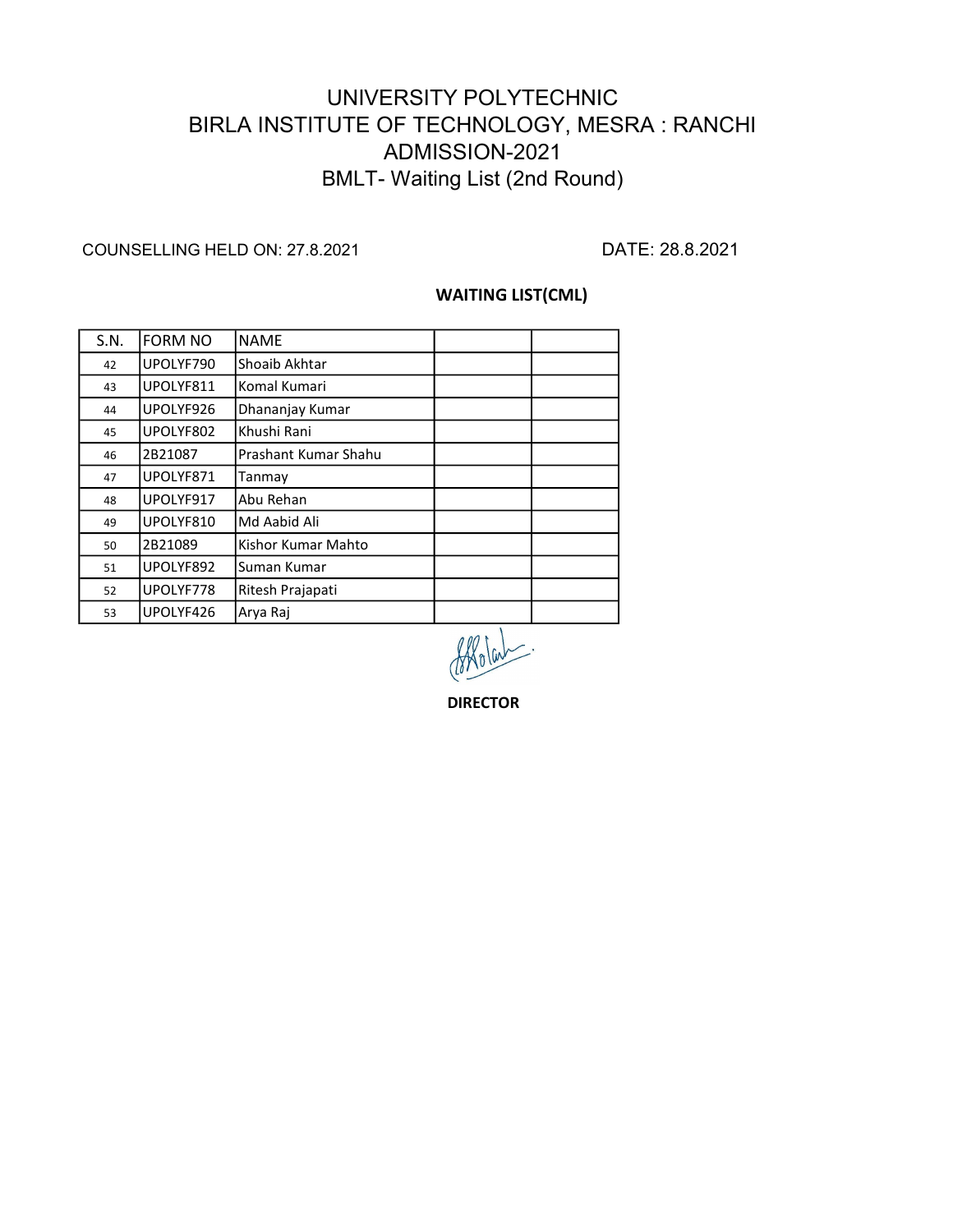# UNIVERSITY POLYTECHNIC
# BIRLA INSTITUTE OF TECHNOLOGY, MESRA : RANCHI
## ADMISSION-2021
### BMLT- Waiting List (2nd Round)

COUNSELLING HELD ON: 27.8.2021 DATE: 28.8.2021

**WAITING LIST(CML)**

| S.N. | FORM NO | NAME | | |
|---|---|---|---|---|
| 42 | UPOLYF790 | Shoaib Akhtar | | |
| 43 | UPOLYF811 | Komal Kumari | | |
| 44 | UPOLYF926 | Dhananjay Kumar | | |
| 45 | UPOLYF802 | Khushi Rani | | |
| 46 | 2B21087 | Prashant Kumar Shahu | | |
| 47 | UPOLYF871 | Tanmay | | |
| 48 | UPOLYF917 | Abu Rehan | | |
| 49 | UPOLYF810 | Md Aabid Ali | | |
| 50 | 2B21089 | Kishor Kumar Mahto | | |
| 51 | UPOLYF892 | Suman Kumar | | |
| 52 | UPOLYF778 | Ritesh Prajapati | | |
| 53 | UPOLYF426 | Arya Raj | | |

**DIRECTOR**